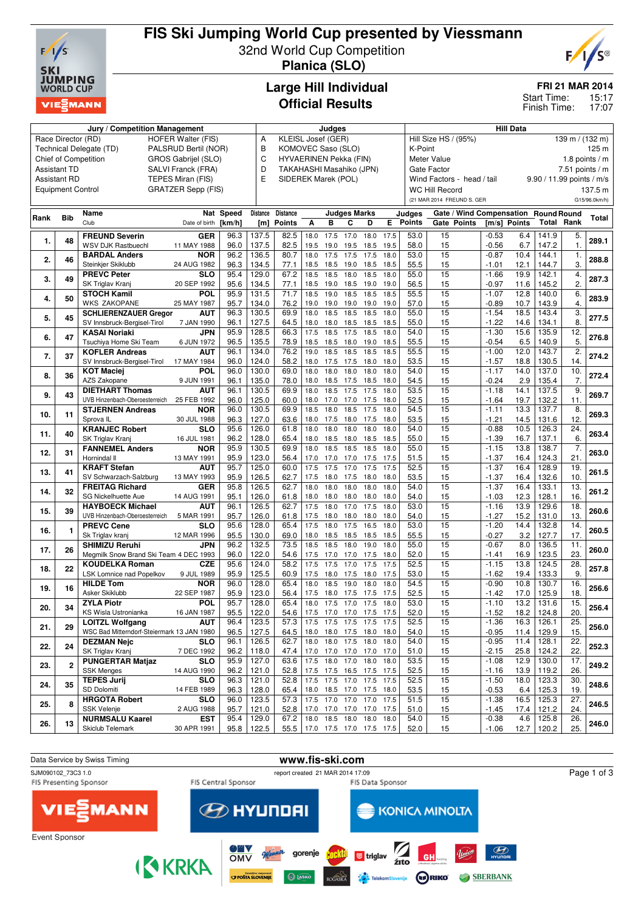# FIS Ski Jumping World Cup presented by Viessmann

32nd World Cup Competition

**Planica (SLO)**

## Large Hill Individual
## Official Results

**FRI 21 MAR 2014**
Start Time: 15:17
Finish Time: 17:07

| Jury / Competition Management | | Judges | | Hill Data | |
|---|---|---|---|---|---|
| Race Director (RD) | HOFER Walter (FIS) | A | KLEISL Josef (GER) | Hill Size HS / (95%) | 139 m / (132 m) |
| Technical Delegate (TD) | PALSRUD Bertil (NOR) | B | KOMOVEC Saso (SLO) | K-Point | 125 m |
| Chief of Competition | GROS Gabrijel (SLO) | C | HYVAERINEN Pekka (FIN) | Meter Value | 1.8 points / m |
| Assistant TD | SALVI Franck (FRA) | D | TAKAHASHI Masahiko (JPN) | Gate Factor | 7.51 points / m |
| Assistant RD | TEPES Miran (FIS) | E | SIDEREK Marek (POL) | Wind Factors - head / tail | 9.90 / 11.99 points / m/s |
| Equipment Control | GRATZER Sepp (FIS) | | | WC Hill Record | 137.5 m |
| | | | | (21 MAR 2014 FREUND S. GER | G15/96.0km/h) |

| Rank | Bib | Name / Club | Nat / Date of birth | Speed [km/h] | Distance [m] | Distance Points | A | B | C | D | E | Judges Points | Gate | Gate Points | Wind [m/s] | Wind Points | Round Total | Round Rank | Total |
|---|---|---|---|---|---|---|---|---|---|---|---|---|---|---|---|---|---|---|---|
| 1. | 48 | FREUND Severin | GER | 96.3 | 137.5 | 82.5 | 18.0 | 17.5 | 17.0 | 18.0 | 17.5 | 53.0 | 15 | | -0.53 | 6.4 | 141.9 | 5. | 289.1 |
| | | WSV DJK Rastbuechl | 11 MAY 1988 | 96.0 | 137.5 | 82.5 | 19.5 | 19.0 | 19.5 | 18.5 | 19.5 | 58.0 | 15 | | -0.56 | 6.7 | 147.2 | 1. | |
| 2. | 46 | BARDAL Anders | NOR | 96.2 | 136.5 | 80.7 | 18.0 | 17.5 | 17.5 | 17.5 | 18.0 | 53.0 | 15 | | -0.87 | 10.4 | 144.1 | 1. | 288.8 |
| | | Steinkjer Skiklubb | 24 AUG 1982 | 96.3 | 134.5 | 77.1 | 18.5 | 18.5 | 19.0 | 18.5 | 18.5 | 55.5 | 15 | | -1.01 | 12.1 | 144.7 | 3. | |
| 3. | 49 | PREVC Peter | SLO | 95.4 | 129.0 | 67.2 | 18.5 | 18.5 | 18.0 | 18.5 | 18.0 | 55.0 | 15 | | -1.66 | 19.9 | 142.1 | 4. | 287.3 |
| | | SK Triglav Kranj | 20 SEP 1992 | 95.6 | 134.5 | 77.1 | 18.5 | 19.0 | 18.5 | 19.0 | 19.0 | 56.5 | 15 | | -0.97 | 11.6 | 145.2 | 2. | |
| 4. | 50 | STOCH Kamil | POL | 95.9 | 131.5 | 71.7 | 18.5 | 19.0 | 18.5 | 18.5 | 18.5 | 55.5 | 15 | | -1.07 | 12.8 | 140.0 | 6. | 283.9 |
| | | WKS ZAKOPANE | 25 MAY 1987 | 95.7 | 134.0 | 76.2 | 19.0 | 19.0 | 19.0 | 19.0 | 19.0 | 57.0 | 15 | | -0.89 | 10.7 | 143.9 | 4. | |
| 5. | 45 | SCHLIERENZAUER Gregor | AUT | 96.3 | 130.5 | 69.9 | 18.0 | 18.5 | 18.5 | 18.5 | 18.0 | 55.0 | 15 | | -1.54 | 18.5 | 143.4 | 3. | 277.5 |
| | | SV Innsbruck-Bergisel-Tirol | 7 JAN 1990 | 96.1 | 127.5 | 64.5 | 18.0 | 18.0 | 18.5 | 18.5 | 18.5 | 55.0 | 15 | | -1.22 | 14.6 | 134.1 | 8. | |
| 6. | 47 | KASAI Noriaki | JPN | 95.9 | 128.5 | 66.3 | 17.5 | 18.5 | 17.5 | 18.5 | 18.0 | 54.0 | 15 | | -1.30 | 15.6 | 135.9 | 12. | 276.8 |
| | | Tsuchiya Home Ski Team | 6 JUN 1972 | 96.5 | 135.5 | 78.9 | 18.5 | 18.5 | 18.0 | 19.0 | 18.5 | 55.5 | 15 | | -0.54 | 6.5 | 140.9 | 5. | |
| 7. | 37 | KOFLER Andreas | AUT | 96.1 | 134.0 | 76.2 | 19.0 | 18.5 | 18.5 | 18.5 | 18.5 | 55.5 | 15 | | -1.00 | 12.0 | 143.7 | 2. | 274.2 |
| | | SV Innsbruck-Bergisel-Tirol | 17 MAY 1984 | 96.0 | 124.0 | 58.2 | 18.0 | 17.5 | 17.5 | 18.0 | 18.0 | 53.5 | 15 | | -1.57 | 18.8 | 130.5 | 14. | |
| 8. | 36 | KOT Maciej | POL | 96.0 | 130.0 | 69.0 | 18.0 | 18.0 | 18.0 | 18.0 | 18.0 | 54.0 | 15 | | -1.17 | 14.0 | 137.0 | 10. | 272.4 |
| | | AZS Zakopane | 9 JUN 1991 | 96.1 | 135.0 | 78.0 | 18.0 | 18.5 | 17.5 | 18.5 | 18.0 | 54.5 | 15 | | -0.24 | 2.9 | 135.4 | 7. | |
| 9. | 43 | DIETHART Thomas | AUT | 96.1 | 130.5 | 69.9 | 18.0 | 18.5 | 17.5 | 17.5 | 18.0 | 53.5 | 15 | | -1.18 | 14.1 | 137.5 | 9. | 269.7 |
| | | UVB Hinzenbach-Oberoesterreich | 25 FEB 1992 | 96.0 | 125.0 | 60.0 | 18.0 | 17.0 | 17.0 | 17.5 | 18.0 | 52.5 | 15 | | -1.64 | 19.7 | 132.2 | 11. | |
| 10. | 11 | STJERNEN Andreas | NOR | 96.0 | 130.5 | 69.9 | 18.5 | 18.0 | 18.5 | 17.5 | 18.0 | 54.5 | 15 | | -1.11 | 13.3 | 137.7 | 8. | 269.3 |
| | | Sprova IL | 30 JUL 1988 | 96.3 | 127.0 | 63.6 | 18.0 | 17.5 | 18.0 | 17.5 | 18.0 | 53.5 | 15 | | -1.21 | 14.5 | 131.6 | 12. | |
| 11. | 40 | KRANJEC Robert | SLO | 95.6 | 126.0 | 61.8 | 18.0 | 18.0 | 18.0 | 18.0 | 18.0 | 54.0 | 15 | | -0.88 | 10.5 | 126.3 | 24. | 263.4 |
| | | SK Triglav Kranj | 16 JUL 1981 | 96.2 | 128.0 | 65.4 | 18.0 | 18.5 | 18.0 | 18.5 | 18.5 | 55.0 | 15 | | -1.39 | 16.7 | 137.1 | 6. | |
| 12. | 31 | FANNEMEL Anders | NOR | 95.9 | 130.5 | 69.9 | 18.0 | 18.5 | 18.5 | 18.5 | 18.0 | 55.0 | 15 | | -1.15 | 13.8 | 138.7 | 7. | 263.0 |
| | | Hornindal Il | 13 MAY 1991 | 95.9 | 123.0 | 56.4 | 17.0 | 17.0 | 17.0 | 17.5 | 17.5 | 51.5 | 15 | | -1.37 | 16.4 | 124.3 | 21. | |
| 13. | 41 | KRAFT Stefan | AUT | 95.7 | 125.0 | 60.0 | 17.5 | 17.5 | 17.0 | 17.5 | 17.5 | 52.5 | 15 | | -1.37 | 16.4 | 128.9 | 19. | 261.5 |
| | | SV Schwarzach-Salzburg | 13 MAY 1993 | 95.9 | 126.5 | 62.7 | 17.5 | 18.0 | 17.5 | 18.0 | 18.0 | 53.5 | 15 | | -1.37 | 16.4 | 132.6 | 10. | |
| 14. | 32 | FREITAG Richard | GER | 95.8 | 126.5 | 62.7 | 18.0 | 18.0 | 18.0 | 18.0 | 18.0 | 54.0 | 15 | | -1.37 | 16.4 | 133.1 | 13. | 261.2 |
| | | SG Nickelhuette Aue | 14 AUG 1991 | 95.1 | 126.0 | 61.8 | 18.0 | 18.0 | 18.0 | 18.0 | 18.0 | 54.0 | 15 | | -1.03 | 12.3 | 128.1 | 16. | |
| 15. | 39 | HAYBOECK Michael | AUT | 96.1 | 126.5 | 62.7 | 17.5 | 18.0 | 17.0 | 17.5 | 18.0 | 53.0 | 15 | | -1.16 | 13.9 | 129.6 | 18. | 260.6 |
| | | UVB Hinzenbach-Oberoesterreich | 5 MAR 1991 | 95.7 | 126.0 | 61.8 | 17.5 | 18.0 | 18.0 | 18.0 | 18.0 | 54.0 | 15 | | -1.27 | 15.2 | 131.0 | 13. | |
| 16. | 1 | PREVC Cene | SLO | 95.6 | 128.0 | 65.4 | 17.5 | 18.0 | 17.5 | 16.5 | 18.0 | 53.0 | 15 | | -1.20 | 14.4 | 132.8 | 14. | 260.5 |
| | | Sk Triglav kranj | 12 MAR 1996 | 95.5 | 130.0 | 69.0 | 18.0 | 18.5 | 18.5 | 18.5 | 18.5 | 55.5 | 15 | | -0.27 | 3.2 | 127.7 | 17. | |
| 17. | 26 | SHIMIZU Reruhi | JPN | 96.2 | 132.5 | 73.5 | 18.5 | 18.5 | 18.0 | 19.0 | 18.0 | 55.0 | 15 | | -0.67 | 8.0 | 136.5 | 11. | 260.0 |
| | | Megmilk Snow Brand Ski Team | 4 DEC 1993 | 96.0 | 122.0 | 54.6 | 17.5 | 17.0 | 18.0 | 17.5 | 18.0 | 52.0 | 15 | | -1.41 | 16.9 | 123.5 | 23. | |
| 18. | 22 | KOUDELKA Roman | CZE | 95.6 | 124.0 | 58.2 | 17.5 | 17.5 | 17.0 | 17.5 | 17.5 | 52.5 | 15 | | -1.15 | 13.8 | 124.5 | 28. | 257.8 |
| | | LSK Lomnice nad Popelkov | 9 JUL 1989 | 95.9 | 125.5 | 60.9 | 17.5 | 18.0 | 17.5 | 18.0 | 17.5 | 53.0 | 15 | | -1.62 | 19.4 | 133.3 | 9. | |
| 19. | 16 | HILDE Tom | NOR | 96.0 | 128.0 | 65.4 | 18.0 | 18.5 | 19.0 | 18.0 | 18.0 | 54.5 | 15 | | -0.90 | 10.8 | 130.7 | 16. | 256.6 |
| | | Asker Skiklubb | 22 SEP 1987 | 95.9 | 123.0 | 56.4 | 17.5 | 18.0 | 17.5 | 17.5 | 17.5 | 52.5 | 15 | | -1.42 | 17.0 | 125.9 | 18. | |
| 20. | 34 | ZYLA Piotr | POL | 95.7 | 128.0 | 65.4 | 18.0 | 17.5 | 17.0 | 17.5 | 17.5 | 53.0 | 15 | | -1.10 | 13.2 | 131.6 | 15. | 256.4 |
| | | KS Wisla Ustronianka | 16 JAN 1987 | 95.5 | 122.0 | 54.6 | 17.5 | 17.0 | 17.0 | 17.5 | 17.5 | 52.0 | 15 | | -1.52 | 18.2 | 124.8 | 20. | |
| 21. | 29 | LOITZL Wolfgang | AUT | 96.4 | 123.5 | 57.3 | 17.5 | 17.5 | 17.5 | 17.5 | 17.5 | 52.5 | 15 | | -1.36 | 16.3 | 126.1 | 25. | 256.0 |
| | | WSC Bad Mitterndorf-Steiermark | 13 JAN 1980 | 96.5 | 127.5 | 64.5 | 18.0 | 18.0 | 17.5 | 18.0 | 18.0 | 54.0 | 15 | | -0.95 | 11.4 | 129.9 | 15. | |
| 22. | 24 | DEZMAN Nejc | SLO | 96.1 | 126.5 | 62.7 | 18.0 | 18.0 | 17.5 | 18.0 | 18.0 | 54.0 | 15 | | -0.95 | 11.4 | 128.1 | 22. | 252.3 |
| | | SK Triglav Kranj | 7 DEC 1992 | 96.2 | 118.0 | 47.4 | 17.0 | 17.0 | 17.0 | 17.0 | 17.0 | 51.0 | 15 | | -2.15 | 25.8 | 124.2 | 22. | |
| 23. | 2 | PUNGERTAR Matjaz | SLO | 95.9 | 127.0 | 63.6 | 17.5 | 18.0 | 17.0 | 18.0 | 18.0 | 53.5 | 15 | | -1.08 | 12.9 | 130.0 | 17. | 249.2 |
| | | SSK Menges | 14 AUG 1990 | 96.2 | 121.0 | 52.8 | 17.5 | 17.5 | 16.5 | 17.5 | 17.5 | 52.5 | 15 | | -1.16 | 13.9 | 119.2 | 26. | |
| 24. | 35 | TEPES Jurij | SLO | 96.3 | 121.0 | 52.8 | 17.5 | 17.5 | 17.5 | 17.5 | 17.5 | 52.5 | 15 | | -1.50 | 18.0 | 123.3 | 30. | 248.6 |
| | | SD Dolomiti | 14 FEB 1989 | 96.3 | 128.0 | 65.4 | 18.0 | 18.5 | 17.0 | 17.5 | 18.0 | 53.5 | 15 | | -0.53 | 6.4 | 125.3 | 19. | |
| 25. | 8 | HRGOTA Robert | SLO | 96.0 | 123.5 | 57.3 | 17.5 | 17.0 | 17.0 | 17.0 | 17.5 | 51.5 | 15 | | -1.38 | 16.5 | 125.3 | 27. | 246.5 |
| | | SSK Velenje | 2 AUG 1988 | 95.7 | 121.0 | 52.8 | 17.0 | 17.0 | 17.0 | 17.0 | 17.0 | 51.0 | 15 | | -1.45 | 17.4 | 121.2 | 24. | |
| 26. | 13 | NURMSALU Kaarel | EST | 95.4 | 129.0 | 67.2 | 18.0 | 18.5 | 18.0 | 18.0 | 18.0 | 54.0 | 15 | | -0.38 | 4.6 | 125.8 | 26. | 246.0 |
| | | Skiclub Telemark | 30 APR 1991 | 95.8 | 122.5 | 55.5 | 17.0 | 17.5 | 17.0 | 17.5 | 17.5 | 52.0 | 15 | | -1.06 | 12.7 | 120.2 | 25. | |

Data Service by Swiss Timing

www.fis-ski.com

SJM090102_73C3 1.0 report created 21 MAR 2014 17:09

FIS Presenting Sponsor / FIS Central Sponsor / FIS Data Sponsor / Event Sponsor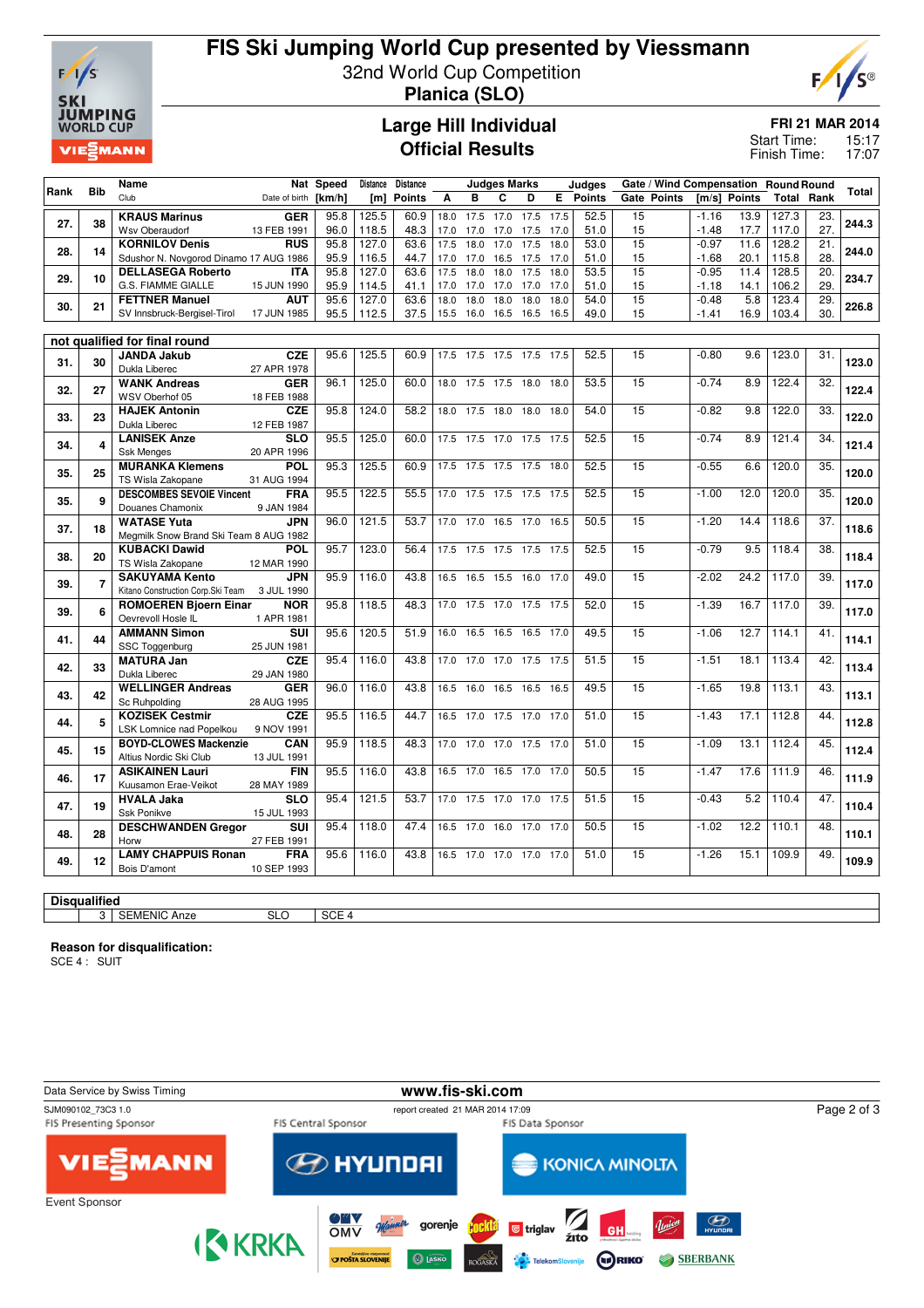# FIS Ski Jumping World Cup presented by Viessmann

32nd World Cup Competition
**Planica (SLO)**

## Large Hill Individual
## Official Results

**FRI 21 MAR 2014**
Start Time: 15:17
Finish Time: 17:07

| Rank | Bib | Name / Club | Nat / Date of birth | Speed [km/h] | Distance [m] | Distance Points | A | B | C | D | E | Judges Points | Gate | Gate Points | Wind [m/s] | Wind Points | Round Total | Round Rank | Total |
|---|---|---|---|---|---|---|---|---|---|---|---|---|---|---|---|---|---|---|---|
| 27. | 38 | **KRAUS Marinus** / Wsv Oberaudorf | GER / 13 FEB 1991 | 95.8 | 125.5 | 60.9 | 18.0 | 17.5 | 17.0 | 17.5 | 17.5 | 52.5 | 15 | | -1.16 | 13.9 | 127.3 | 23. | 244.3 |
| | | | | 96.0 | 118.5 | 48.3 | 17.0 | 17.0 | 17.0 | 17.5 | 17.0 | 51.0 | 15 | | -1.48 | 17.7 | 117.0 | 27. | |
| 28. | 14 | **KORNILOV Denis** / Sdushor N. Novgorod Dinamo | RUS / 17 AUG 1986 | 95.8 | 127.0 | 63.6 | 17.5 | 18.0 | 17.0 | 17.5 | 18.0 | 53.0 | 15 | | -0.97 | 11.6 | 128.2 | 21. | 244.0 |
| | | | | 95.9 | 116.5 | 44.7 | 17.0 | 17.0 | 16.5 | 17.5 | 17.0 | 51.0 | 15 | | -1.68 | 20.1 | 115.8 | 28. | |
| 29. | 10 | **DELLASEGA Roberto** / G.S. FIAMME GIALLE | ITA / 15 JUN 1990 | 95.8 | 127.0 | 63.6 | 17.5 | 18.0 | 18.0 | 17.5 | 18.0 | 53.5 | 15 | | -0.95 | 11.4 | 128.5 | 20. | 234.7 |
| | | | | 95.9 | 114.5 | 41.1 | 17.0 | 17.0 | 17.0 | 17.0 | 17.0 | 51.0 | 15 | | -1.18 | 14.1 | 106.2 | 29. | |
| 30. | 21 | **FETTNER Manuel** / SV Innsbruck-Bergisel-Tirol | AUT / 17 JUN 1985 | 95.6 | 127.0 | 63.6 | 18.0 | 18.0 | 18.0 | 18.0 | 18.0 | 54.0 | 15 | | -0.48 | 5.8 | 123.4 | 29. | 226.8 |
| | | | | 95.5 | 112.5 | 37.5 | 15.5 | 16.0 | 16.5 | 16.5 | 16.5 | 49.0 | 15 | | -1.41 | 16.9 | 103.4 | 30. | |

**not qualified for final round**

| Rank | Bib | Name / Club | Nat / Date of birth | Speed [km/h] | Distance [m] | Distance Points | A | B | C | D | E | Judges Points | Gate | Gate Points | Wind [m/s] | Wind Points | Round Total | Round Rank | Total |
|---|---|---|---|---|---|---|---|---|---|---|---|---|---|---|---|---|---|---|---|
| 31. | 30 | **JANDA Jakub** / Dukla Liberec | CZE / 27 APR 1978 | 95.6 | 125.5 | 60.9 | 17.5 | 17.5 | 17.5 | 17.5 | 17.5 | 52.5 | 15 | | -0.80 | 9.6 | 123.0 | 31. | 123.0 |
| 32. | 27 | **WANK Andreas** / WSV Oberhof 05 | GER / 18 FEB 1988 | 96.1 | 125.0 | 60.0 | 18.0 | 17.5 | 17.5 | 18.0 | 18.0 | 53.5 | 15 | | -0.74 | 8.9 | 122.4 | 32. | 122.4 |
| 33. | 23 | **HAJEK Antonin** / Dukla Liberec | CZE / 12 FEB 1987 | 95.8 | 124.0 | 58.2 | 18.0 | 17.5 | 18.0 | 18.0 | 18.0 | 54.0 | 15 | | -0.82 | 9.8 | 122.0 | 33. | 122.0 |
| 34. | 4 | **LANISEK Anze** / Ssk Menges | SLO / 20 APR 1996 | 95.5 | 125.0 | 60.0 | 17.5 | 17.5 | 17.0 | 17.5 | 17.5 | 52.5 | 15 | | -0.74 | 8.9 | 121.4 | 34. | 121.4 |
| 35. | 25 | **MURANKA Klemens** / TS Wisla Zakopane | POL / 31 AUG 1994 | 95.3 | 125.5 | 60.9 | 17.5 | 17.5 | 17.5 | 17.5 | 18.0 | 52.5 | 15 | | -0.55 | 6.6 | 120.0 | 35. | 120.0 |
| 35. | 9 | **DESCOMBES SEVOIE Vincent** / Douanes Chamonix | FRA / 9 JAN 1984 | 95.5 | 122.5 | 55.5 | 17.0 | 17.5 | 17.5 | 17.5 | 17.5 | 52.5 | 15 | | -1.00 | 12.0 | 120.0 | 35. | 120.0 |
| 37. | 18 | **WATASE Yuta** / Megmilk Snow Brand Ski Team | JPN / 8 AUG 1982 | 96.0 | 121.5 | 53.7 | 17.0 | 17.0 | 16.5 | 17.0 | 16.5 | 50.5 | 15 | | -1.20 | 14.4 | 118.6 | 37. | 118.6 |
| 38. | 20 | **KUBACKI Dawid** / TS Wisla Zakopane | POL / 12 MAR 1990 | 95.7 | 123.0 | 56.4 | 17.5 | 17.5 | 17.5 | 17.5 | 17.5 | 52.5 | 15 | | -0.79 | 9.5 | 118.4 | 38. | 118.4 |
| 39. | 7 | **SAKUYAMA Kento** / Kitano Construction Corp.Ski Team | JPN / 3 JUL 1990 | 95.9 | 116.0 | 43.8 | 16.5 | 16.5 | 15.5 | 16.0 | 17.0 | 49.0 | 15 | | -2.02 | 24.2 | 117.0 | 39. | 117.0 |
| 39. | 6 | **ROMOEREN Bjoern Einar** / Oevrevoll Hosle IL | NOR / 1 APR 1981 | 95.8 | 118.5 | 48.3 | 17.0 | 17.5 | 17.0 | 17.5 | 17.5 | 52.0 | 15 | | -1.39 | 16.7 | 117.0 | 39. | 117.0 |
| 41. | 44 | **AMMANN Simon** / SSC Toggenburg | SUI / 25 JUN 1981 | 95.6 | 120.5 | 51.9 | 16.0 | 16.5 | 16.5 | 16.5 | 17.0 | 49.5 | 15 | | -1.06 | 12.7 | 114.1 | 41. | 114.1 |
| 42. | 33 | **MATURA Jan** / Dukla Liberec | CZE / 29 JAN 1980 | 95.4 | 116.0 | 43.8 | 17.0 | 17.0 | 17.0 | 17.5 | 17.5 | 51.5 | 15 | | -1.51 | 18.1 | 113.4 | 42. | 113.4 |
| 43. | 42 | **WELLINGER Andreas** / Sc Ruhpolding | GER / 28 AUG 1995 | 96.0 | 116.0 | 43.8 | 16.5 | 16.0 | 16.5 | 16.5 | 16.5 | 49.5 | 15 | | -1.65 | 19.8 | 113.1 | 43. | 113.1 |
| 44. | 5 | **KOZISEK Cestmir** / LSK Lomnice nad Popelkou | CZE / 9 NOV 1991 | 95.5 | 116.5 | 44.7 | 16.5 | 17.0 | 17.5 | 17.0 | 17.0 | 51.0 | 15 | | -1.43 | 17.1 | 112.8 | 44. | 112.8 |
| 45. | 15 | **BOYD-CLOWES Mackenzie** / Altius Nordic Ski Club | CAN / 13 JUL 1991 | 95.9 | 118.5 | 48.3 | 17.0 | 17.0 | 17.0 | 17.5 | 17.0 | 51.0 | 15 | | -1.09 | 13.1 | 112.4 | 45. | 112.4 |
| 46. | 17 | **ASIKAINEN Lauri** / Kuusamon Erae-Veikot | FIN / 28 MAY 1989 | 95.5 | 116.0 | 43.8 | 16.5 | 17.0 | 16.5 | 17.0 | 17.0 | 50.5 | 15 | | -1.47 | 17.6 | 111.9 | 46. | 111.9 |
| 47. | 19 | **HVALA Jaka** / Ssk Ponikve | SLO / 15 JUL 1993 | 95.4 | 121.5 | 53.7 | 17.0 | 17.5 | 17.0 | 17.0 | 17.5 | 51.5 | 15 | | -0.43 | 5.2 | 110.4 | 47. | 110.4 |
| 48. | 28 | **DESCHWANDEN Gregor** / Horw | SUI / 27 FEB 1991 | 95.4 | 118.0 | 47.4 | 16.5 | 17.0 | 16.0 | 17.0 | 17.0 | 50.5 | 15 | | -1.02 | 12.2 | 110.1 | 48. | 110.1 |
| 49. | 12 | **LAMY CHAPPUIS Ronan** / Bois D'amont | FRA / 10 SEP 1993 | 95.6 | 116.0 | 43.8 | 16.5 | 17.0 | 17.0 | 17.0 | 17.0 | 51.0 | 15 | | -1.26 | 15.1 | 109.9 | 49. | 109.9 |

**Disqualified**

| Bib | Name | Nat | Reason |
|---|---|---|---|
| 3 | SEMENIC Anze | SLO | SCE 4 |

**Reason for disqualification:**
SCE 4 : SUIT

Data Service by Swiss Timing — www.fis-ski.com
SJM090102_73C3 1.0 — report created 21 MAR 2014 17:09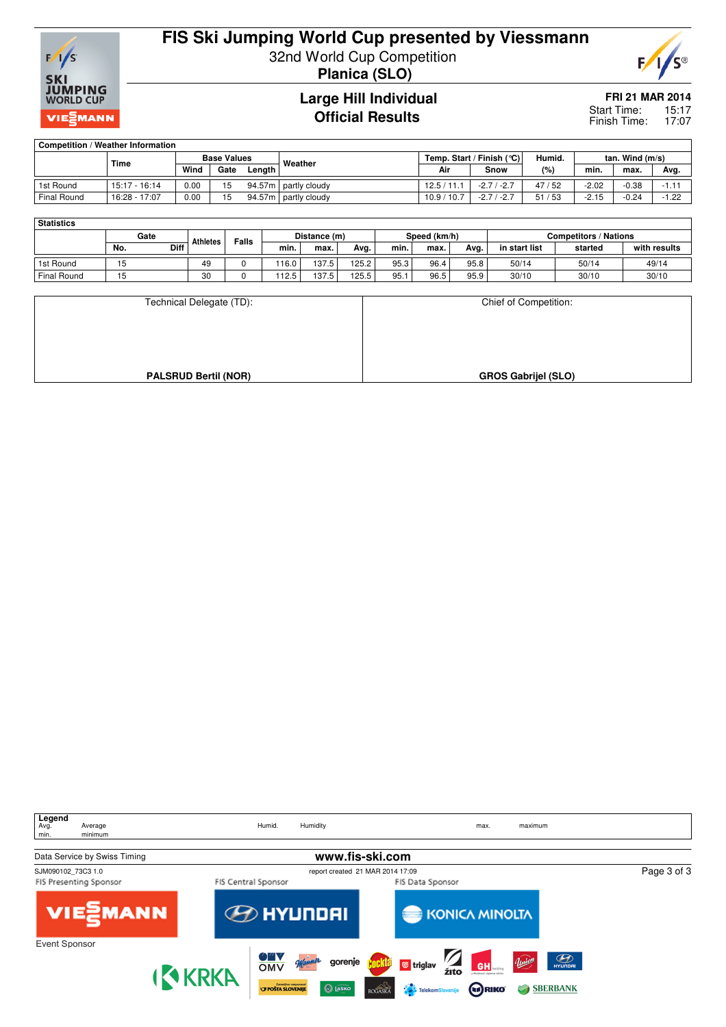# FIS Ski Jumping World Cup presented by Viessmann

32nd World Cup Competition

**Planica (SLO)**

## Large Hill Individual
## Official Results

**FRI 21 MAR 2014**
Start Time: 15:17
Finish Time: 17:07

**Competition / Weather Information**

| | Time | Base Values | | | Weather | Temp. Start / Finish (°C) | | Humid. | tan. Wind (m/s) | | |
|---|---|---|---|---|---|---|---|---|---|---|---|
| | | Wind | Gate | Length | | Air | Snow | (%) | min. | max. | Avg. |
| 1st Round | 15:17 - 16:14 | 0.00 | 15 | 94.57m | partly cloudy | 12.5 / 11.1 | -2.7 / -2.7 | 47 / 52 | -2.02 | -0.38 | -1.11 |
| Final Round | 16:28 - 17:07 | 0.00 | 15 | 94.57m | partly cloudy | 10.9 / 10.7 | -2.7 / -2.7 | 51 / 53 | -2.15 | -0.24 | -1.22 |

**Statistics**

| | Gate | | Athletes | Falls | Distance (m) | | | Speed (km/h) | | | Competitors / Nations | | |
|---|---|---|---|---|---|---|---|---|---|---|---|---|---|
| | No. | Diff | | | min. | max. | Avg. | min. | max. | Avg. | in start list | started | with results |
| 1st Round | 15 | | 49 | 0 | 116.0 | 137.5 | 125.2 | 95.3 | 96.4 | 95.8 | 50/14 | 50/14 | 49/14 |
| Final Round | 15 | | 30 | 0 | 112.5 | 137.5 | 125.5 | 95.1 | 96.5 | 95.9 | 30/10 | 30/10 | 30/10 |

| Technical Delegate (TD): | Chief of Competition: |
|---|---|
| **PALSRUD Bertil (NOR)** | **GROS Gabrijel (SLO)** |

**Legend**
Avg. Average
min. minimum
Humid. Humidity
max. maximum

Data Service by Swiss Timing
www.fis-ski.com
SJM090102_73C3 1.0
report created 21 MAR 2014 17:09

FIS Presenting Sponsor
FIS Central Sponsor
FIS Data Sponsor
Event Sponsor